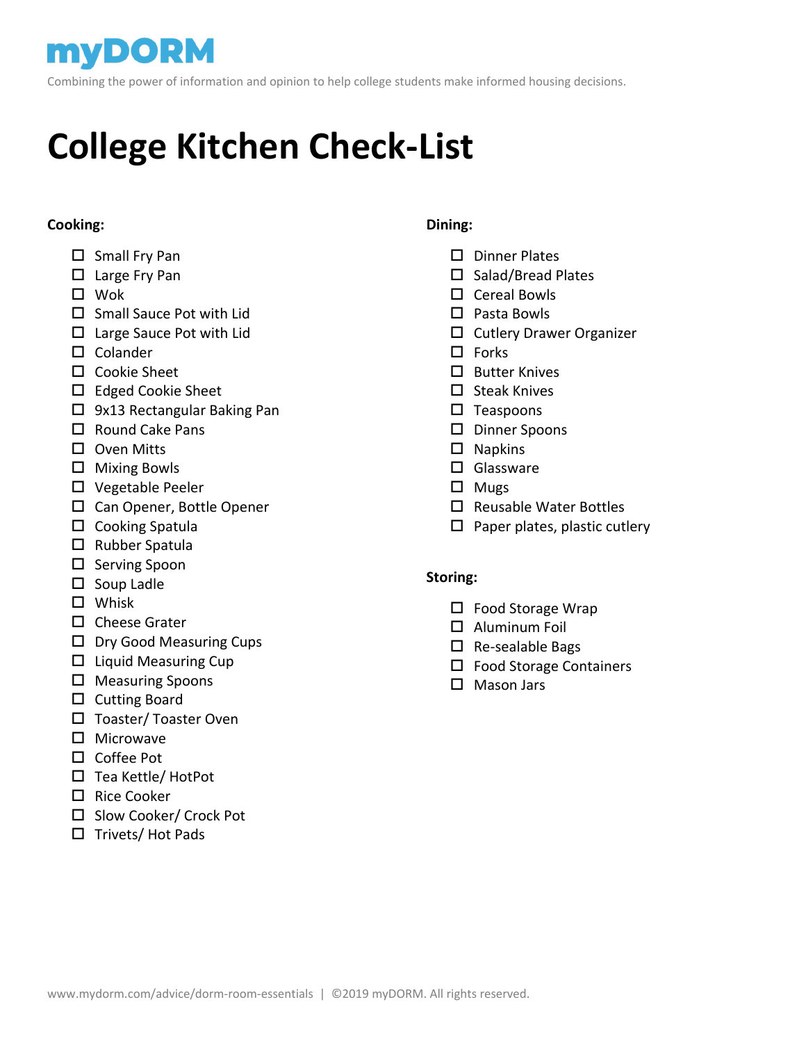myDORM

Combining the power of information and opinion to help college students make informed housing decisions.

# College Kitchen Check-List

**Cooking:**

- [ ] Small Fry Pan
- [ ] Large Fry Pan
- [ ] Wok
- [ ] Small Sauce Pot with Lid
- [ ] Large Sauce Pot with Lid
- [ ] Colander
- [ ] Cookie Sheet
- [ ] Edged Cookie Sheet
- [ ] 9x13 Rectangular Baking Pan
- [ ] Round Cake Pans
- [ ] Oven Mitts
- [ ] Mixing Bowls
- [ ] Vegetable Peeler
- [ ] Can Opener, Bottle Opener
- [ ] Cooking Spatula
- [ ] Rubber Spatula
- [ ] Serving Spoon
- [ ] Soup Ladle
- [ ] Whisk
- [ ] Cheese Grater
- [ ] Dry Good Measuring Cups
- [ ] Liquid Measuring Cup
- [ ] Measuring Spoons
- [ ] Cutting Board
- [ ] Toaster/ Toaster Oven
- [ ] Microwave
- [ ] Coffee Pot
- [ ] Tea Kettle/ HotPot
- [ ] Rice Cooker
- [ ] Slow Cooker/ Crock Pot
- [ ] Trivets/ Hot Pads

**Dining:**

- [ ] Dinner Plates
- [ ] Salad/Bread Plates
- [ ] Cereal Bowls
- [ ] Pasta Bowls
- [ ] Cutlery Drawer Organizer
- [ ] Forks
- [ ] Butter Knives
- [ ] Steak Knives
- [ ] Teaspoons
- [ ] Dinner Spoons
- [ ] Napkins
- [ ] Glassware
- [ ] Mugs
- [ ] Reusable Water Bottles
- [ ] Paper plates, plastic cutlery

**Storing:**

- [ ] Food Storage Wrap
- [ ] Aluminum Foil
- [ ] Re-sealable Bags
- [ ] Food Storage Containers
- [ ] Mason Jars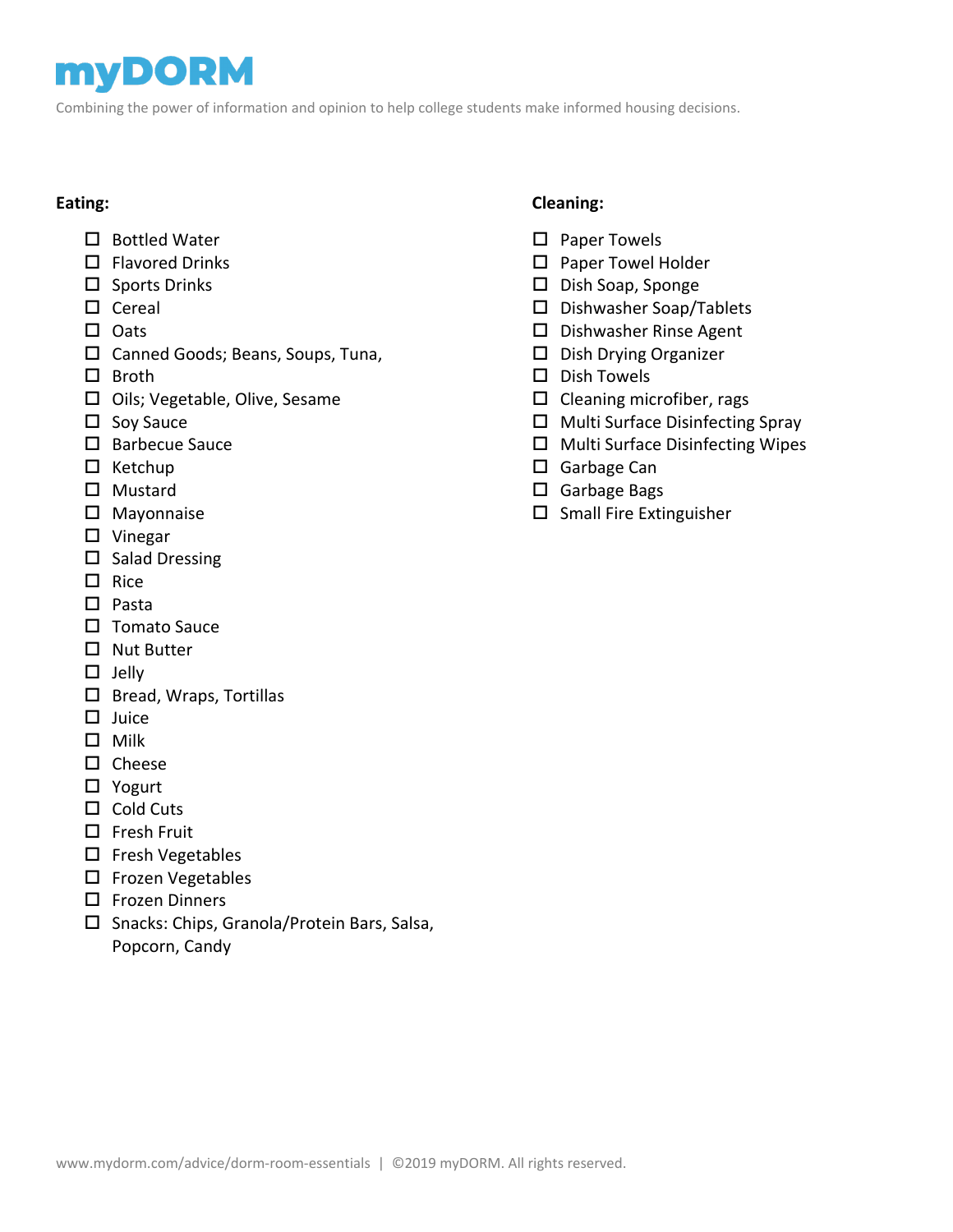# myDORM

Combining the power of information and opinion to help college students make informed housing decisions.

**Eating:**

- ☐ Bottled Water
- ☐ Flavored Drinks
- ☐ Sports Drinks
- ☐ Cereal
- ☐ Oats
- ☐ Canned Goods; Beans, Soups, Tuna,
- ☐ Broth
- ☐ Oils; Vegetable, Olive, Sesame
- ☐ Soy Sauce
- ☐ Barbecue Sauce
- ☐ Ketchup
- ☐ Mustard
- ☐ Mayonnaise
- ☐ Vinegar
- ☐ Salad Dressing
- ☐ Rice
- ☐ Pasta
- ☐ Tomato Sauce
- ☐ Nut Butter
- ☐ Jelly
- ☐ Bread, Wraps, Tortillas
- ☐ Juice
- ☐ Milk
- ☐ Cheese
- ☐ Yogurt
- ☐ Cold Cuts
- ☐ Fresh Fruit
- ☐ Fresh Vegetables
- ☐ Frozen Vegetables
- ☐ Frozen Dinners
- ☐ Snacks: Chips, Granola/Protein Bars, Salsa, Popcorn, Candy

**Cleaning:**

- ☐ Paper Towels
- ☐ Paper Towel Holder
- ☐ Dish Soap, Sponge
- ☐ Dishwasher Soap/Tablets
- ☐ Dishwasher Rinse Agent
- ☐ Dish Drying Organizer
- ☐ Dish Towels
- ☐ Cleaning microfiber, rags
- ☐ Multi Surface Disinfecting Spray
- ☐ Multi Surface Disinfecting Wipes
- ☐ Garbage Can
- ☐ Garbage Bags
- ☐ Small Fire Extinguisher

www.mydorm.com/advice/dorm-room-essentials | ©2019 myDORM. All rights reserved.